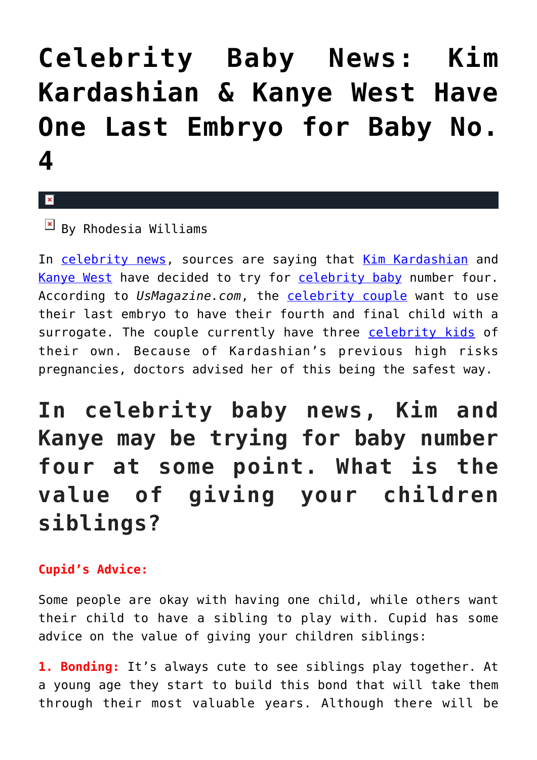# Celebrity Baby News: Kim Kardashian & Kanye West Have One Last Embryo for Baby No. 4

By Rhodesia Williams

In celebrity news, sources are saying that Kim Kardashian and Kanye West have decided to try for celebrity baby number four. According to *UsMagazine.com*, the celebrity couple want to use their last embryo to have their fourth and final child with a surrogate. The couple currently have three celebrity kids of their own. Because of Kardashian's previous high risks pregnancies, doctors advised her of this being the safest way.

## In celebrity baby news, Kim and Kanye may be trying for baby number four at some point. What is the value of giving your children siblings?

**Cupid's Advice:**

Some people are okay with having one child, while others want their child to have a sibling to play with. Cupid has some advice on the value of giving your children siblings:

**1. Bonding:** It's always cute to see siblings play together. At a young age they start to build this bond that will take them through their most valuable years. Although there will be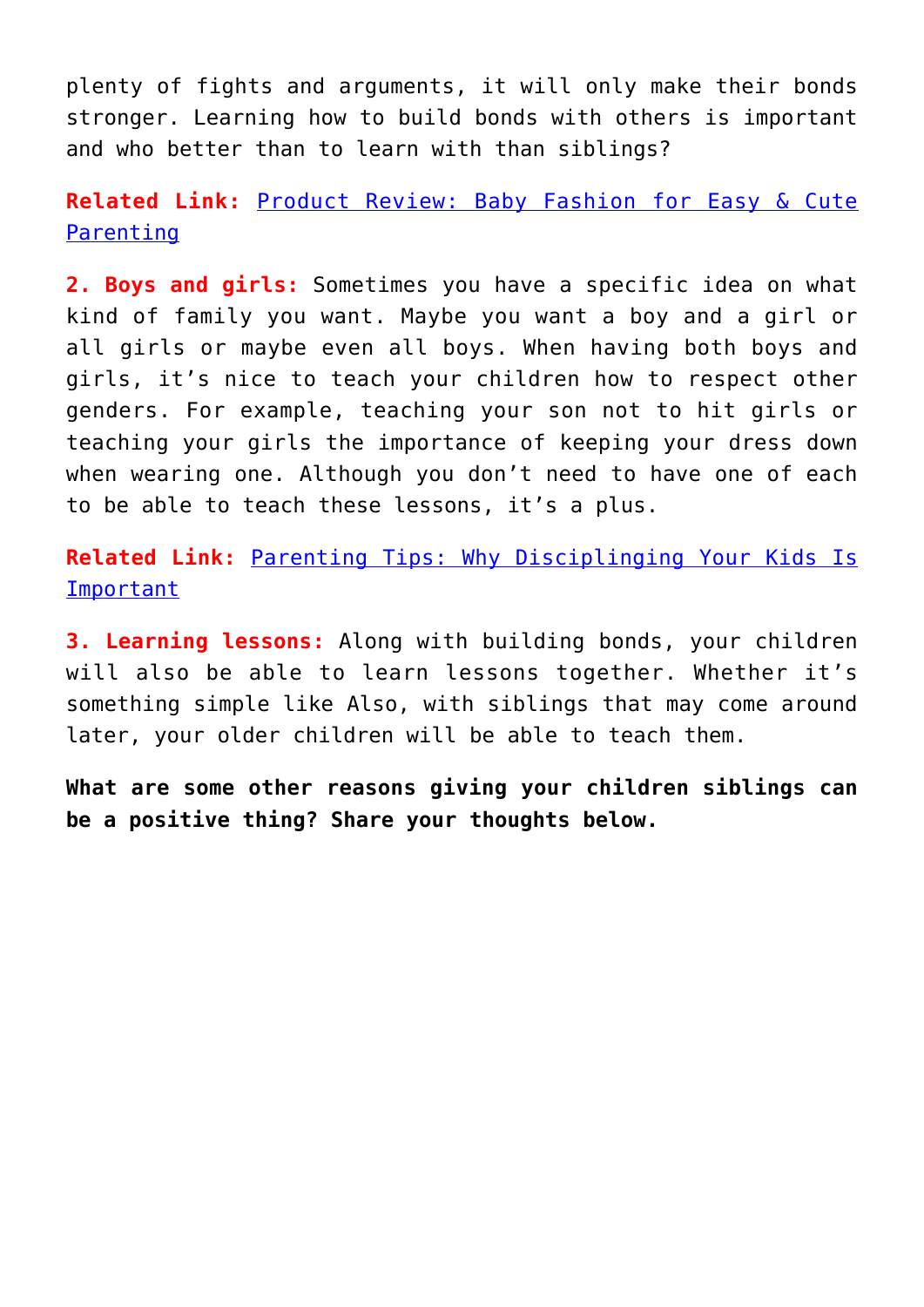plenty of fights and arguments, it will only make their bonds stronger. Learning how to build bonds with others is important and who better than to learn with than siblings?

**Related Link:** [Product Review: Baby Fashion for Easy & Cute Parenting]()

**2. Boys and girls:** Sometimes you have a specific idea on what kind of family you want. Maybe you want a boy and a girl or all girls or maybe even all boys. When having both boys and girls, it's nice to teach your children how to respect other genders. For example, teaching your son not to hit girls or teaching your girls the importance of keeping your dress down when wearing one. Although you don't need to have one of each to be able to teach these lessons, it's a plus.

**Related Link:** [Parenting Tips: Why Disciplinging Your Kids Is Important]()

**3. Learning lessons:** Along with building bonds, your children will also be able to learn lessons together. Whether it's something simple like Also, with siblings that may come around later, your older children will be able to teach them.

**What are some other reasons giving your children siblings can be a positive thing? Share your thoughts below.**